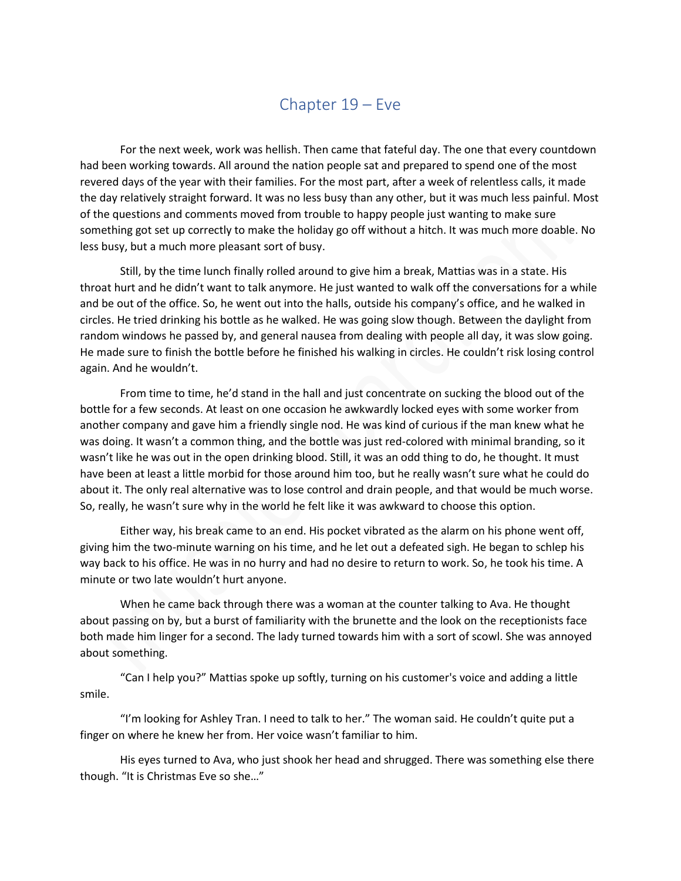# Chapter 19 – Eve

For the next week, work was hellish. Then came that fateful day. The one that every countdown had been working towards. All around the nation people sat and prepared to spend one of the most revered days of the year with their families. For the most part, after a week of relentless calls, it made the day relatively straight forward. It was no less busy than any other, but it was much less painful. Most of the questions and comments moved from trouble to happy people just wanting to make sure something got set up correctly to make the holiday go off without a hitch. It was much more doable. No less busy, but a much more pleasant sort of busy.

Still, by the time lunch finally rolled around to give him a break, Mattias was in a state. His throat hurt and he didn't want to talk anymore. He just wanted to walk off the conversations for a while and be out of the office. So, he went out into the halls, outside his company's office, and he walked in circles. He tried drinking his bottle as he walked. He was going slow though. Between the daylight from random windows he passed by, and general nausea from dealing with people all day, it was slow going. He made sure to finish the bottle before he finished his walking in circles. He couldn't risk losing control again. And he wouldn't.

From time to time, he'd stand in the hall and just concentrate on sucking the blood out of the bottle for a few seconds. At least on one occasion he awkwardly locked eyes with some worker from another company and gave him a friendly single nod. He was kind of curious if the man knew what he was doing. It wasn't a common thing, and the bottle was just red-colored with minimal branding, so it wasn't like he was out in the open drinking blood. Still, it was an odd thing to do, he thought. It must have been at least a little morbid for those around him too, but he really wasn't sure what he could do about it. The only real alternative was to lose control and drain people, and that would be much worse. So, really, he wasn't sure why in the world he felt like it was awkward to choose this option.

Either way, his break came to an end. His pocket vibrated as the alarm on his phone went off, giving him the two-minute warning on his time, and he let out a defeated sigh. He began to schlep his way back to his office. He was in no hurry and had no desire to return to work. So, he took his time. A minute or two late wouldn't hurt anyone.

When he came back through there was a woman at the counter talking to Ava. He thought about passing on by, but a burst of familiarity with the brunette and the look on the receptionists face both made him linger for a second. The lady turned towards him with a sort of scowl. She was annoyed about something.

"Can I help you?" Mattias spoke up softly, turning on his customer's voice and adding a little smile.

"I'm looking for Ashley Tran. I need to talk to her." The woman said. He couldn't quite put a finger on where he knew her from. Her voice wasn't familiar to him.

His eyes turned to Ava, who just shook her head and shrugged. There was something else there though. "It is Christmas Eve so she…"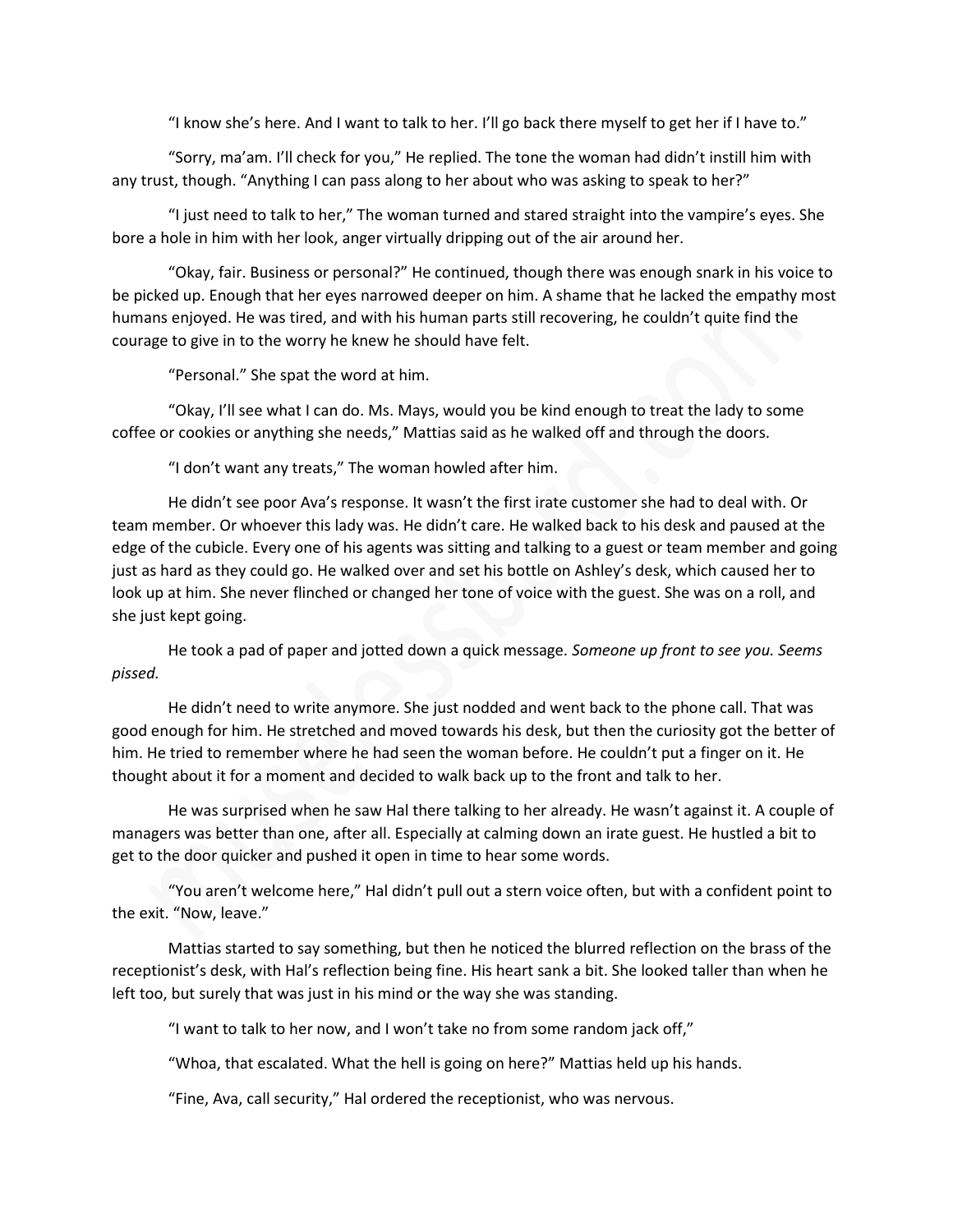"I know she's here. And I want to talk to her. I'll go back there myself to get her if I have to."

"Sorry, ma'am. I'll check for you," He replied. The tone the woman had didn't instill him with any trust, though. "Anything I can pass along to her about who was asking to speak to her?"

"I just need to talk to her," The woman turned and stared straight into the vampire's eyes. She bore a hole in him with her look, anger virtually dripping out of the air around her.

"Okay, fair. Business or personal?" He continued, though there was enough snark in his voice to be picked up. Enough that her eyes narrowed deeper on him. A shame that he lacked the empathy most humans enjoyed. He was tired, and with his human parts still recovering, he couldn't quite find the courage to give in to the worry he knew he should have felt.

"Personal." She spat the word at him.

"Okay, I'll see what I can do. Ms. Mays, would you be kind enough to treat the lady to some coffee or cookies or anything she needs," Mattias said as he walked off and through the doors.

"I don't want any treats," The woman howled after him.

He didn't see poor Ava's response. It wasn't the first irate customer she had to deal with. Or team member. Or whoever this lady was. He didn't care. He walked back to his desk and paused at the edge of the cubicle. Every one of his agents was sitting and talking to a guest or team member and going just as hard as they could go. He walked over and set his bottle on Ashley's desk, which caused her to look up at him. She never flinched or changed her tone of voice with the guest. She was on a roll, and she just kept going.

He took a pad of paper and jotted down a quick message. *Someone up front to see you. Seems pissed.*

He didn't need to write anymore. She just nodded and went back to the phone call. That was good enough for him. He stretched and moved towards his desk, but then the curiosity got the better of him. He tried to remember where he had seen the woman before. He couldn't put a finger on it. He thought about it for a moment and decided to walk back up to the front and talk to her.

He was surprised when he saw Hal there talking to her already. He wasn't against it. A couple of managers was better than one, after all. Especially at calming down an irate guest. He hustled a bit to get to the door quicker and pushed it open in time to hear some words.

"You aren't welcome here," Hal didn't pull out a stern voice often, but with a confident point to the exit. "Now, leave."

Mattias started to say something, but then he noticed the blurred reflection on the brass of the receptionist's desk, with Hal's reflection being fine. His heart sank a bit. She looked taller than when he left too, but surely that was just in his mind or the way she was standing.

"I want to talk to her now, and I won't take no from some random jack off,"

"Whoa, that escalated. What the hell is going on here?" Mattias held up his hands.

"Fine, Ava, call security," Hal ordered the receptionist, who was nervous.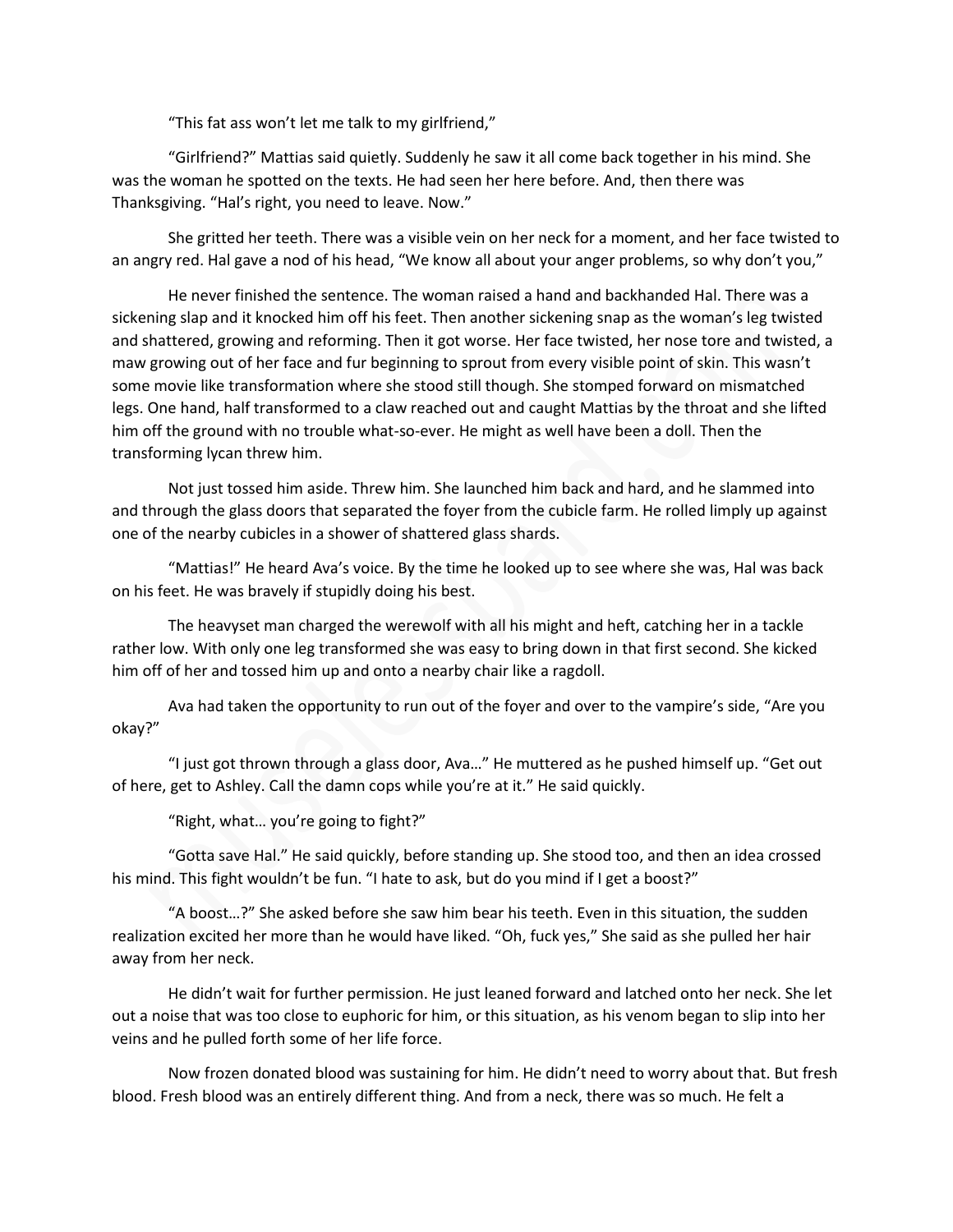"This fat ass won't let me talk to my girlfriend,"

"Girlfriend?" Mattias said quietly. Suddenly he saw it all come back together in his mind. She was the woman he spotted on the texts. He had seen her here before. And, then there was Thanksgiving. "Hal's right, you need to leave. Now."

She gritted her teeth. There was a visible vein on her neck for a moment, and her face twisted to an angry red. Hal gave a nod of his head, "We know all about your anger problems, so why don't you,"

He never finished the sentence. The woman raised a hand and backhanded Hal. There was a sickening slap and it knocked him off his feet. Then another sickening snap as the woman's leg twisted and shattered, growing and reforming. Then it got worse. Her face twisted, her nose tore and twisted, a maw growing out of her face and fur beginning to sprout from every visible point of skin. This wasn't some movie like transformation where she stood still though. She stomped forward on mismatched legs. One hand, half transformed to a claw reached out and caught Mattias by the throat and she lifted him off the ground with no trouble what-so-ever. He might as well have been a doll. Then the transforming lycan threw him.

Not just tossed him aside. Threw him. She launched him back and hard, and he slammed into and through the glass doors that separated the foyer from the cubicle farm. He rolled limply up against one of the nearby cubicles in a shower of shattered glass shards.

"Mattias!" He heard Ava's voice. By the time he looked up to see where she was, Hal was back on his feet. He was bravely if stupidly doing his best.

The heavyset man charged the werewolf with all his might and heft, catching her in a tackle rather low. With only one leg transformed she was easy to bring down in that first second. She kicked him off of her and tossed him up and onto a nearby chair like a ragdoll.

Ava had taken the opportunity to run out of the foyer and over to the vampire's side, "Are you okay?"

"I just got thrown through a glass door, Ava…" He muttered as he pushed himself up. "Get out of here, get to Ashley. Call the damn cops while you're at it." He said quickly.

"Right, what… you're going to fight?"

"Gotta save Hal." He said quickly, before standing up. She stood too, and then an idea crossed his mind. This fight wouldn't be fun. "I hate to ask, but do you mind if I get a boost?"

"A boost…?" She asked before she saw him bear his teeth. Even in this situation, the sudden realization excited her more than he would have liked. "Oh, fuck yes," She said as she pulled her hair away from her neck.

He didn't wait for further permission. He just leaned forward and latched onto her neck. She let out a noise that was too close to euphoric for him, or this situation, as his venom began to slip into her veins and he pulled forth some of her life force.

Now frozen donated blood was sustaining for him. He didn't need to worry about that. But fresh blood. Fresh blood was an entirely different thing. And from a neck, there was so much. He felt a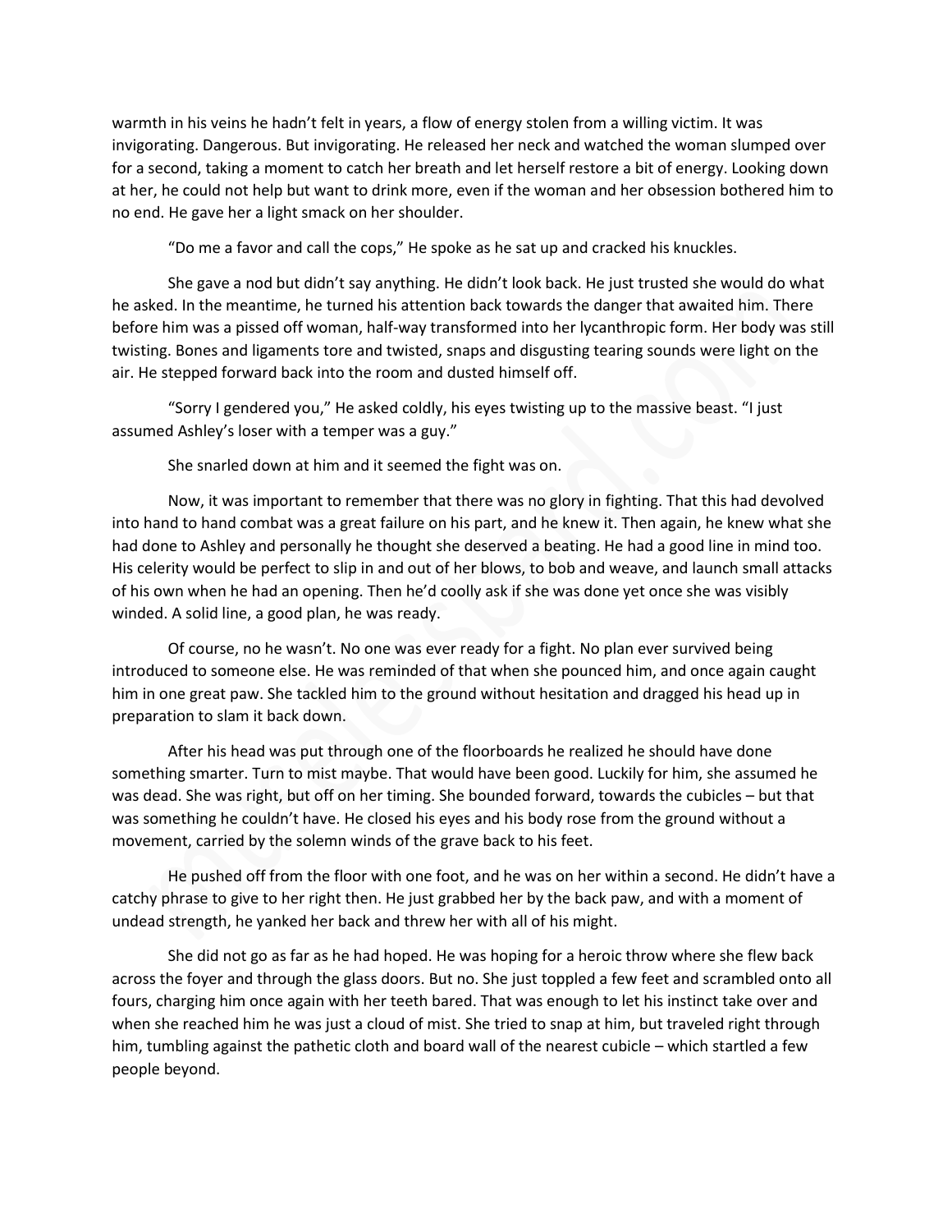warmth in his veins he hadn't felt in years, a flow of energy stolen from a willing victim. It was invigorating. Dangerous. But invigorating. He released her neck and watched the woman slumped over for a second, taking a moment to catch her breath and let herself restore a bit of energy. Looking down at her, he could not help but want to drink more, even if the woman and her obsession bothered him to no end. He gave her a light smack on her shoulder.

"Do me a favor and call the cops," He spoke as he sat up and cracked his knuckles.

She gave a nod but didn't say anything. He didn't look back. He just trusted she would do what he asked. In the meantime, he turned his attention back towards the danger that awaited him. There before him was a pissed off woman, half-way transformed into her lycanthropic form. Her body was still twisting. Bones and ligaments tore and twisted, snaps and disgusting tearing sounds were light on the air. He stepped forward back into the room and dusted himself off.

"Sorry I gendered you," He asked coldly, his eyes twisting up to the massive beast. "I just assumed Ashley's loser with a temper was a guy."

She snarled down at him and it seemed the fight was on.

Now, it was important to remember that there was no glory in fighting. That this had devolved into hand to hand combat was a great failure on his part, and he knew it. Then again, he knew what she had done to Ashley and personally he thought she deserved a beating. He had a good line in mind too. His celerity would be perfect to slip in and out of her blows, to bob and weave, and launch small attacks of his own when he had an opening. Then he'd coolly ask if she was done yet once she was visibly winded. A solid line, a good plan, he was ready.

Of course, no he wasn't. No one was ever ready for a fight. No plan ever survived being introduced to someone else. He was reminded of that when she pounced him, and once again caught him in one great paw. She tackled him to the ground without hesitation and dragged his head up in preparation to slam it back down.

After his head was put through one of the floorboards he realized he should have done something smarter. Turn to mist maybe. That would have been good. Luckily for him, she assumed he was dead. She was right, but off on her timing. She bounded forward, towards the cubicles – but that was something he couldn't have. He closed his eyes and his body rose from the ground without a movement, carried by the solemn winds of the grave back to his feet.

He pushed off from the floor with one foot, and he was on her within a second. He didn't have a catchy phrase to give to her right then. He just grabbed her by the back paw, and with a moment of undead strength, he yanked her back and threw her with all of his might.

She did not go as far as he had hoped. He was hoping for a heroic throw where she flew back across the foyer and through the glass doors. But no. She just toppled a few feet and scrambled onto all fours, charging him once again with her teeth bared. That was enough to let his instinct take over and when she reached him he was just a cloud of mist. She tried to snap at him, but traveled right through him, tumbling against the pathetic cloth and board wall of the nearest cubicle – which startled a few people beyond.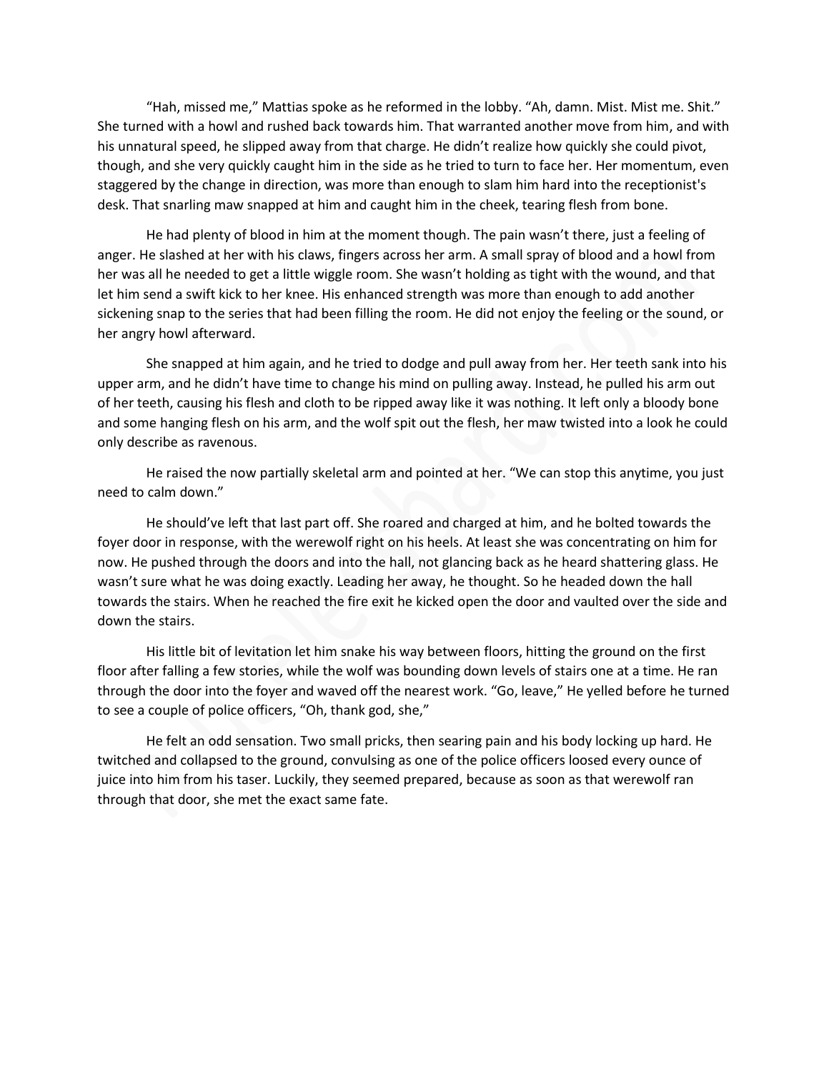"Hah, missed me," Mattias spoke as he reformed in the lobby. "Ah, damn. Mist. Mist me. Shit." She turned with a howl and rushed back towards him. That warranted another move from him, and with his unnatural speed, he slipped away from that charge. He didn't realize how quickly she could pivot, though, and she very quickly caught him in the side as he tried to turn to face her. Her momentum, even staggered by the change in direction, was more than enough to slam him hard into the receptionist's desk. That snarling maw snapped at him and caught him in the cheek, tearing flesh from bone.

He had plenty of blood in him at the moment though. The pain wasn't there, just a feeling of anger. He slashed at her with his claws, fingers across her arm. A small spray of blood and a howl from her was all he needed to get a little wiggle room. She wasn't holding as tight with the wound, and that let him send a swift kick to her knee. His enhanced strength was more than enough to add another sickening snap to the series that had been filling the room. He did not enjoy the feeling or the sound, or her angry howl afterward.

She snapped at him again, and he tried to dodge and pull away from her. Her teeth sank into his upper arm, and he didn't have time to change his mind on pulling away. Instead, he pulled his arm out of her teeth, causing his flesh and cloth to be ripped away like it was nothing. It left only a bloody bone and some hanging flesh on his arm, and the wolf spit out the flesh, her maw twisted into a look he could only describe as ravenous.

He raised the now partially skeletal arm and pointed at her. "We can stop this anytime, you just need to calm down."

He should've left that last part off. She roared and charged at him, and he bolted towards the foyer door in response, with the werewolf right on his heels. At least she was concentrating on him for now. He pushed through the doors and into the hall, not glancing back as he heard shattering glass. He wasn't sure what he was doing exactly. Leading her away, he thought. So he headed down the hall towards the stairs. When he reached the fire exit he kicked open the door and vaulted over the side and down the stairs.

His little bit of levitation let him snake his way between floors, hitting the ground on the first floor after falling a few stories, while the wolf was bounding down levels of stairs one at a time. He ran through the door into the foyer and waved off the nearest work. "Go, leave," He yelled before he turned to see a couple of police officers, "Oh, thank god, she,"

He felt an odd sensation. Two small pricks, then searing pain and his body locking up hard. He twitched and collapsed to the ground, convulsing as one of the police officers loosed every ounce of juice into him from his taser. Luckily, they seemed prepared, because as soon as that werewolf ran through that door, she met the exact same fate.